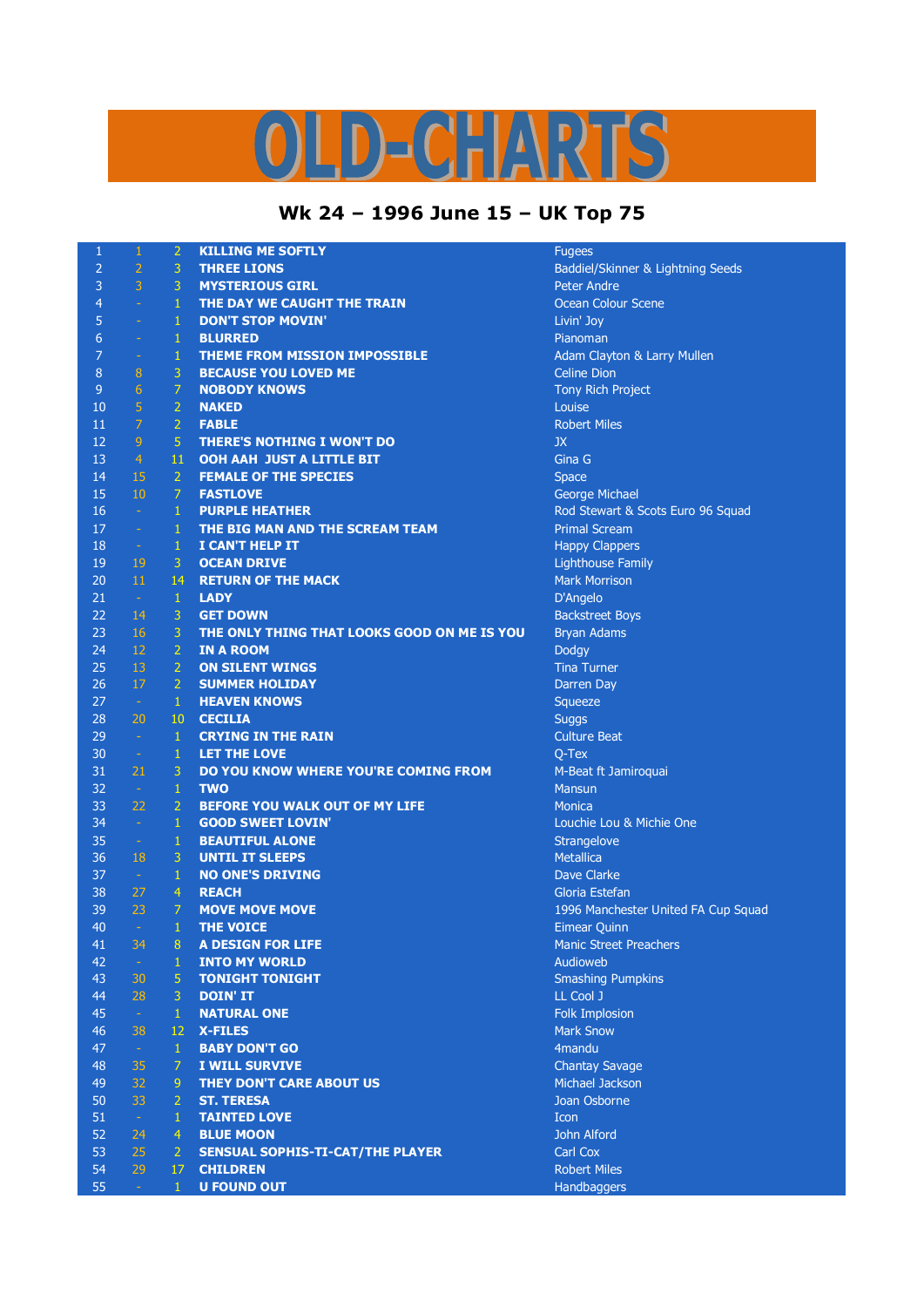# OLD-CHARTS

## Wk 24 – 1996 June 15 – UK Top 75

| | | | | |
|---|---|---|---|---|
| 1 | 1 | 2 | KILLING ME SOFTLY | Fugees |
| 2 | 2 | 3 | THREE LIONS | Baddiel/Skinner & Lightning Seeds |
| 3 | 3 | 3 | MYSTERIOUS GIRL | Peter Andre |
| 4 | - | 1 | THE DAY WE CAUGHT THE TRAIN | Ocean Colour Scene |
| 5 | - | 1 | DON'T STOP MOVIN' | Livin' Joy |
| 6 | - | 1 | BLURRED | Pianoman |
| 7 | - | 1 | THEME FROM MISSION IMPOSSIBLE | Adam Clayton & Larry Mullen |
| 8 | 8 | 3 | BECAUSE YOU LOVED ME | Celine Dion |
| 9 | 6 | 7 | NOBODY KNOWS | Tony Rich Project |
| 10 | 5 | 2 | NAKED | Louise |
| 11 | 7 | 2 | FABLE | Robert Miles |
| 12 | 9 | 5 | THERE'S NOTHING I WON'T DO | JX |
| 13 | 4 | 11 | OOH AAH JUST A LITTLE BIT | Gina G |
| 14 | 15 | 2 | FEMALE OF THE SPECIES | Space |
| 15 | 10 | 7 | FASTLOVE | George Michael |
| 16 | - | 1 | PURPLE HEATHER | Rod Stewart & Scots Euro 96 Squad |
| 17 | - | 1 | THE BIG MAN AND THE SCREAM TEAM | Primal Scream |
| 18 | - | 1 | I CAN'T HELP IT | Happy Clappers |
| 19 | 19 | 3 | OCEAN DRIVE | Lighthouse Family |
| 20 | 11 | 14 | RETURN OF THE MACK | Mark Morrison |
| 21 | - | 1 | LADY | D'Angelo |
| 22 | 14 | 3 | GET DOWN | Backstreet Boys |
| 23 | 16 | 3 | THE ONLY THING THAT LOOKS GOOD ON ME IS YOU | Bryan Adams |
| 24 | 12 | 2 | IN A ROOM | Dodgy |
| 25 | 13 | 2 | ON SILENT WINGS | Tina Turner |
| 26 | 17 | 2 | SUMMER HOLIDAY | Darren Day |
| 27 | - | 1 | HEAVEN KNOWS | Squeeze |
| 28 | 20 | 10 | CECILIA | Suggs |
| 29 | - | 1 | CRYING IN THE RAIN | Culture Beat |
| 30 | - | 1 | LET THE LOVE | Q-Tex |
| 31 | 21 | 3 | DO YOU KNOW WHERE YOU'RE COMING FROM | M-Beat ft Jamiroquai |
| 32 | - | 1 | TWO | Mansun |
| 33 | 22 | 2 | BEFORE YOU WALK OUT OF MY LIFE | Monica |
| 34 | - | 1 | GOOD SWEET LOVIN' | Louchie Lou & Michie One |
| 35 | - | 1 | BEAUTIFUL ALONE | Strangelove |
| 36 | 18 | 3 | UNTIL IT SLEEPS | Metallica |
| 37 | - | 1 | NO ONE'S DRIVING | Dave Clarke |
| 38 | 27 | 4 | REACH | Gloria Estefan |
| 39 | 23 | 7 | MOVE MOVE MOVE | 1996 Manchester United FA Cup Squad |
| 40 | - | 1 | THE VOICE | Eimear Quinn |
| 41 | 34 | 8 | A DESIGN FOR LIFE | Manic Street Preachers |
| 42 | - | 1 | INTO MY WORLD | Audioweb |
| 43 | 30 | 5 | TONIGHT TONIGHT | Smashing Pumpkins |
| 44 | 28 | 3 | DOIN' IT | LL Cool J |
| 45 | - | 1 | NATURAL ONE | Folk Implosion |
| 46 | 38 | 12 | X-FILES | Mark Snow |
| 47 | - | 1 | BABY DON'T GO | 4mandu |
| 48 | 35 | 7 | I WILL SURVIVE | Chantay Savage |
| 49 | 32 | 9 | THEY DON'T CARE ABOUT US | Michael Jackson |
| 50 | 33 | 2 | ST. TERESA | Joan Osborne |
| 51 | - | 1 | TAINTED LOVE | Icon |
| 52 | 24 | 4 | BLUE MOON | John Alford |
| 53 | 25 | 2 | SENSUAL SOPHIS-TI-CAT/THE PLAYER | Carl Cox |
| 54 | 29 | 17 | CHILDREN | Robert Miles |
| 55 | - | 1 | U FOUND OUT | Handbaggers |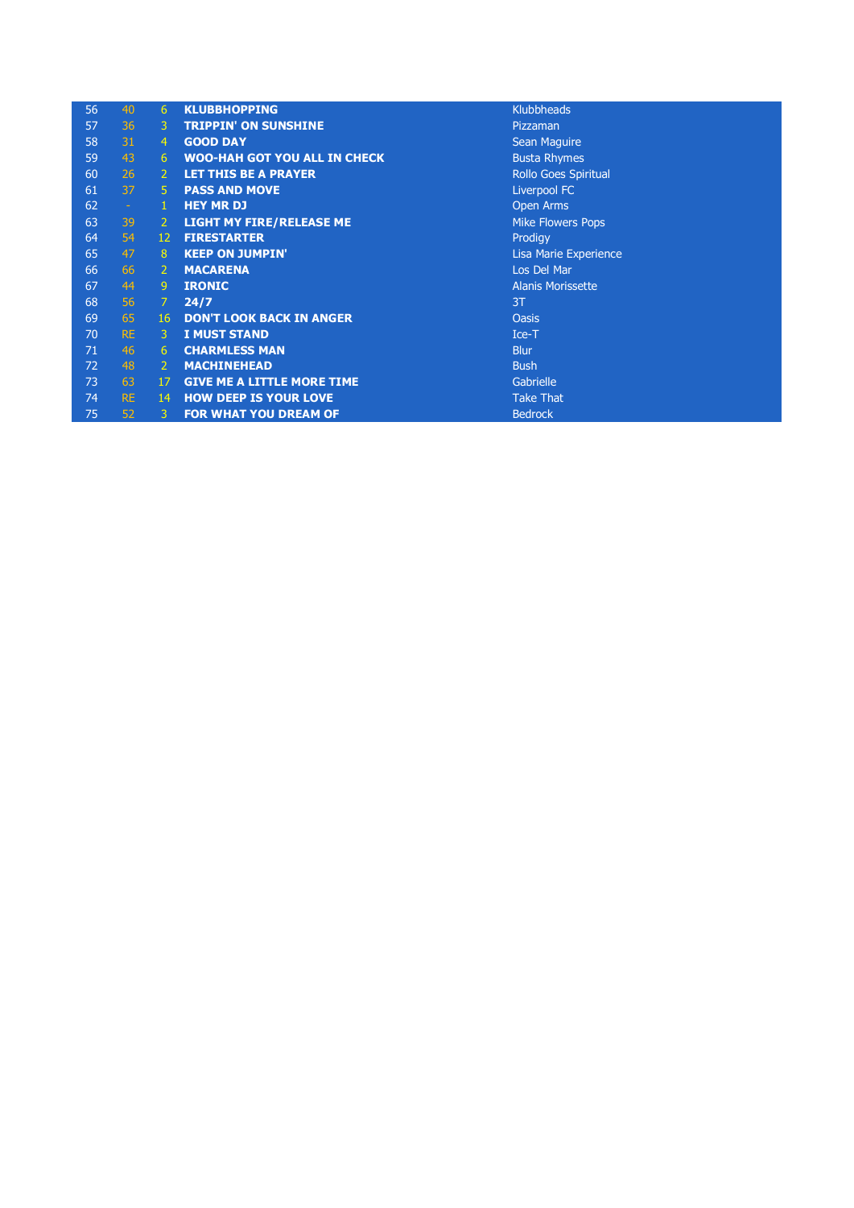| | | | | |
|---|---|---|---|---|
| 56 | 40 | 6 | **KLUBBHOPPING** | Klubbheads |
| 57 | 36 | 3 | **TRIPPIN' ON SUNSHINE** | Pizzaman |
| 58 | 31 | 4 | **GOOD DAY** | Sean Maguire |
| 59 | 43 | 6 | **WOO-HAH GOT YOU ALL IN CHECK** | Busta Rhymes |
| 60 | 26 | 2 | **LET THIS BE A PRAYER** | Rollo Goes Spiritual |
| 61 | 37 | 5 | **PASS AND MOVE** | Liverpool FC |
| 62 | - | 1 | **HEY MR DJ** | Open Arms |
| 63 | 39 | 2 | **LIGHT MY FIRE/RELEASE ME** | Mike Flowers Pops |
| 64 | 54 | 12 | **FIRESTARTER** | Prodigy |
| 65 | 47 | 8 | **KEEP ON JUMPIN'** | Lisa Marie Experience |
| 66 | 66 | 2 | **MACARENA** | Los Del Mar |
| 67 | 44 | 9 | **IRONIC** | Alanis Morissette |
| 68 | 56 | 7 | **24/7** | 3T |
| 69 | 65 | 16 | **DON'T LOOK BACK IN ANGER** | Oasis |
| 70 | RE | 3 | **I MUST STAND** | Ice-T |
| 71 | 46 | 6 | **CHARMLESS MAN** | Blur |
| 72 | 48 | 2 | **MACHINEHEAD** | Bush |
| 73 | 63 | 17 | **GIVE ME A LITTLE MORE TIME** | Gabrielle |
| 74 | RE | 14 | **HOW DEEP IS YOUR LOVE** | Take That |
| 75 | 52 | 3 | **FOR WHAT YOU DREAM OF** | Bedrock |